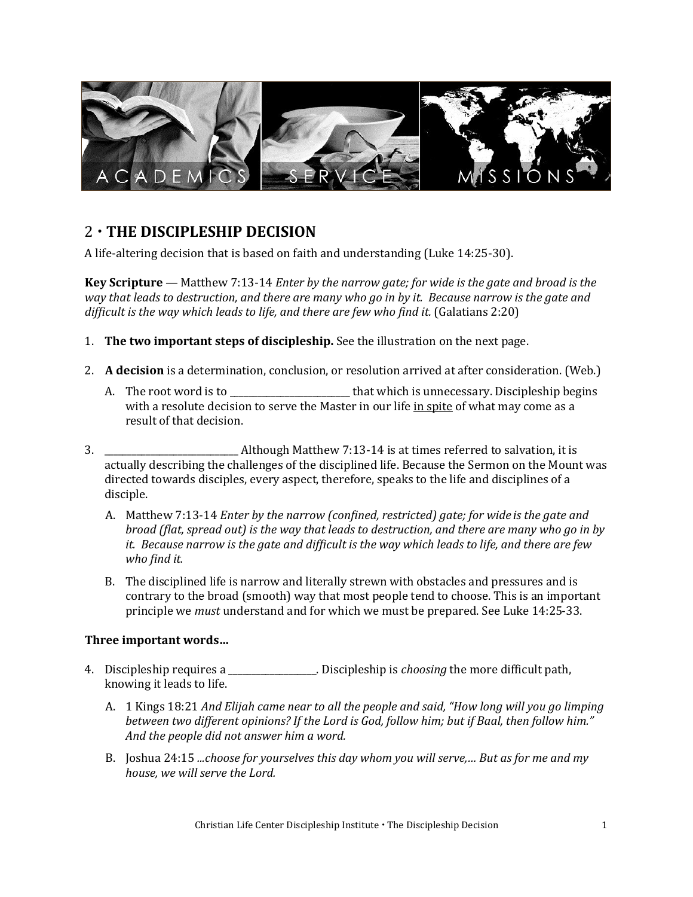## 2 • THE DISCIPLESHIP DECISION

A life-altering decision that is based on faith and understanding (Luke 14:25-30).

**Key Scripture** — Matthew 7:13-14 *Enter by the narrow gate; for wide is the gate and broad is the way that leads to destruction, and there are many who go in by it. Because narrow is the gate and difficult is the way which leads to life, and there are few who find it.* (Galatians 2:20)

1. **The two important steps of discipleship.** See the illustration on the next page.
2. **A decision** is a determination, conclusion, or resolution arrived at after consideration. (Web.)
   A. The root word is to ________________________ that which is unnecessary. Discipleship begins with a resolute decision to serve the Master in our life <u>in spite</u> of what may come as a result of that decision.
3. __________________________ Although Matthew 7:13-14 is at times referred to salvation, it is actually describing the challenges of the disciplined life. Because the Sermon on the Mount was directed towards disciples, every aspect, therefore, speaks to the life and disciplines of a disciple.
   A. Matthew 7:13-14 *Enter by the narrow (confined, restricted) gate; for wide is the gate and broad (flat, spread out) is the way that leads to destruction, and there are many who go in by it. Because narrow is the gate and difficult is the way which leads to life, and there are few who find it.*
   B. The disciplined life is narrow and literally strewn with obstacles and pressures and is contrary to the broad (smooth) way that most people tend to choose. This is an important principle we *must* understand and for which we must be prepared. See Luke 14:25-33.

**Three important words…**

4. Discipleship requires a __________________. Discipleship is *choosing* the more difficult path, knowing it leads to life.
   A. 1 Kings 18:21 *And Elijah came near to all the people and said, "How long will you go limping between two different opinions? If the Lord is God, follow him; but if Baal, then follow him." And the people did not answer him a word.*
   B. Joshua 24:15 *...choose for yourselves this day whom you will serve,… But as for me and my house, we will serve the Lord.*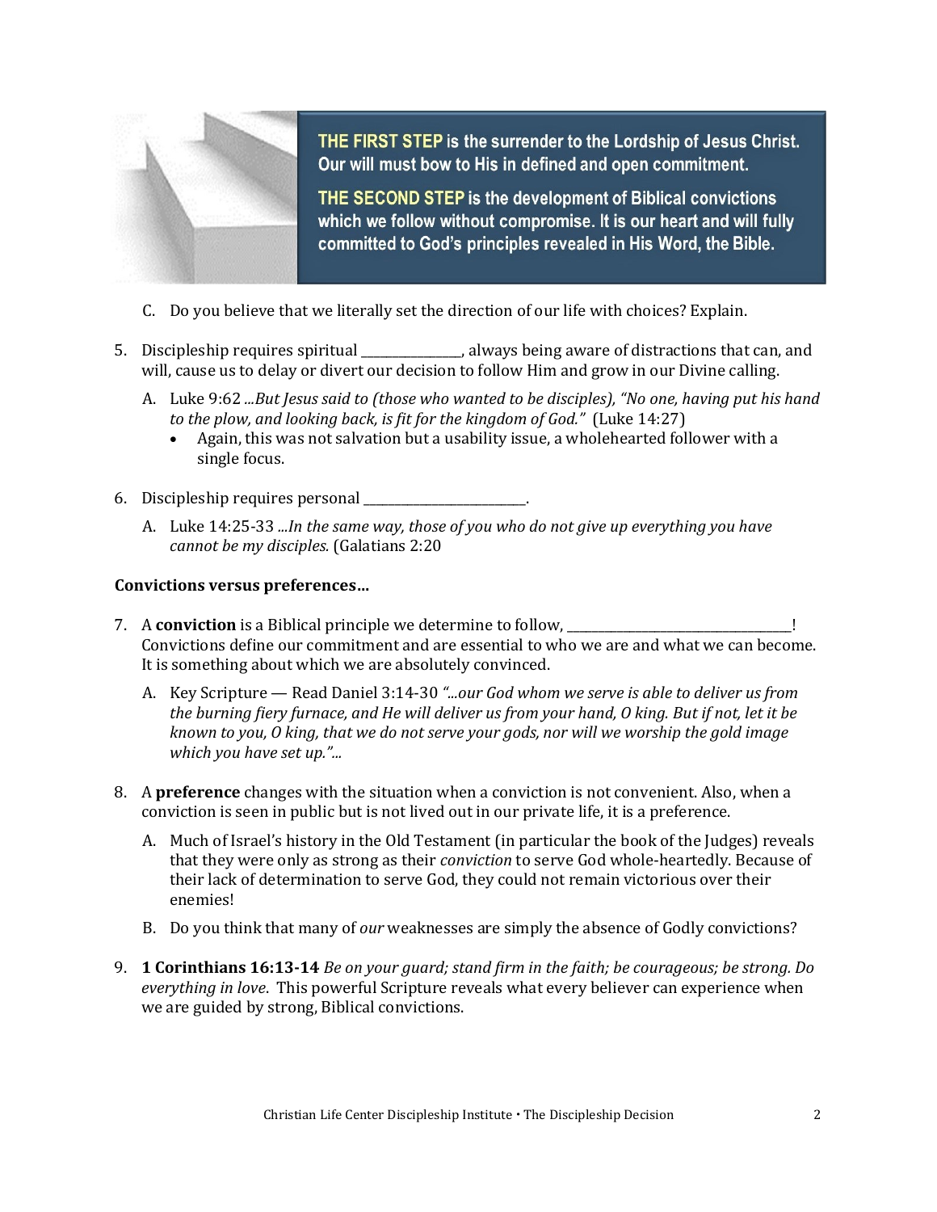**THE FIRST STEP** is the surrender to the Lordship of Jesus Christ. Our will must bow to His in defined and open commitment.

**THE SECOND STEP** is the development of Biblical convictions which we follow without compromise. It is our heart and will fully committed to God's principles revealed in His Word, the Bible.

C. Do you believe that we literally set the direction of our life with choices? Explain.

5. Discipleship requires spiritual _______________, always being aware of distractions that can, and will, cause us to delay or divert our decision to follow Him and grow in our Divine calling.

   A. Luke 9:62 *...But Jesus said to (those who wanted to be disciples), "No one, having put his hand to the plow, and looking back, is fit for the kingdom of God."* (Luke 14:27)
      - Again, this was not salvation but a usability issue, a wholehearted follower with a single focus.

6. Discipleship requires personal ________________________.

   A. Luke 14:25-33 *...In the same way, those of you who do not give up everything you have cannot be my disciples.* (Galatians 2:20

**Convictions versus preferences…**

7. A **conviction** is a Biblical principle we determine to follow, __________________________________! Convictions define our commitment and are essential to who we are and what we can become. It is something about which we are absolutely convinced.

   A. Key Scripture — Read Daniel 3:14-30 *"...our God whom we serve is able to deliver us from the burning fiery furnace, and He will deliver us from your hand, O king. But if not, let it be known to you, O king, that we do not serve your gods, nor will we worship the gold image which you have set up."...*

8. A **preference** changes with the situation when a conviction is not convenient. Also, when a conviction is seen in public but is not lived out in our private life, it is a preference.

   A. Much of Israel's history in the Old Testament (in particular the book of the Judges) reveals that they were only as strong as their *conviction* to serve God whole-heartedly. Because of their lack of determination to serve God, they could not remain victorious over their enemies!

   B. Do you think that many of *our* weaknesses are simply the absence of Godly convictions?

9. **1 Corinthians 16:13-14** *Be on your guard; stand firm in the faith; be courageous; be strong. Do everything in love*. This powerful Scripture reveals what every believer can experience when we are guided by strong, Biblical convictions.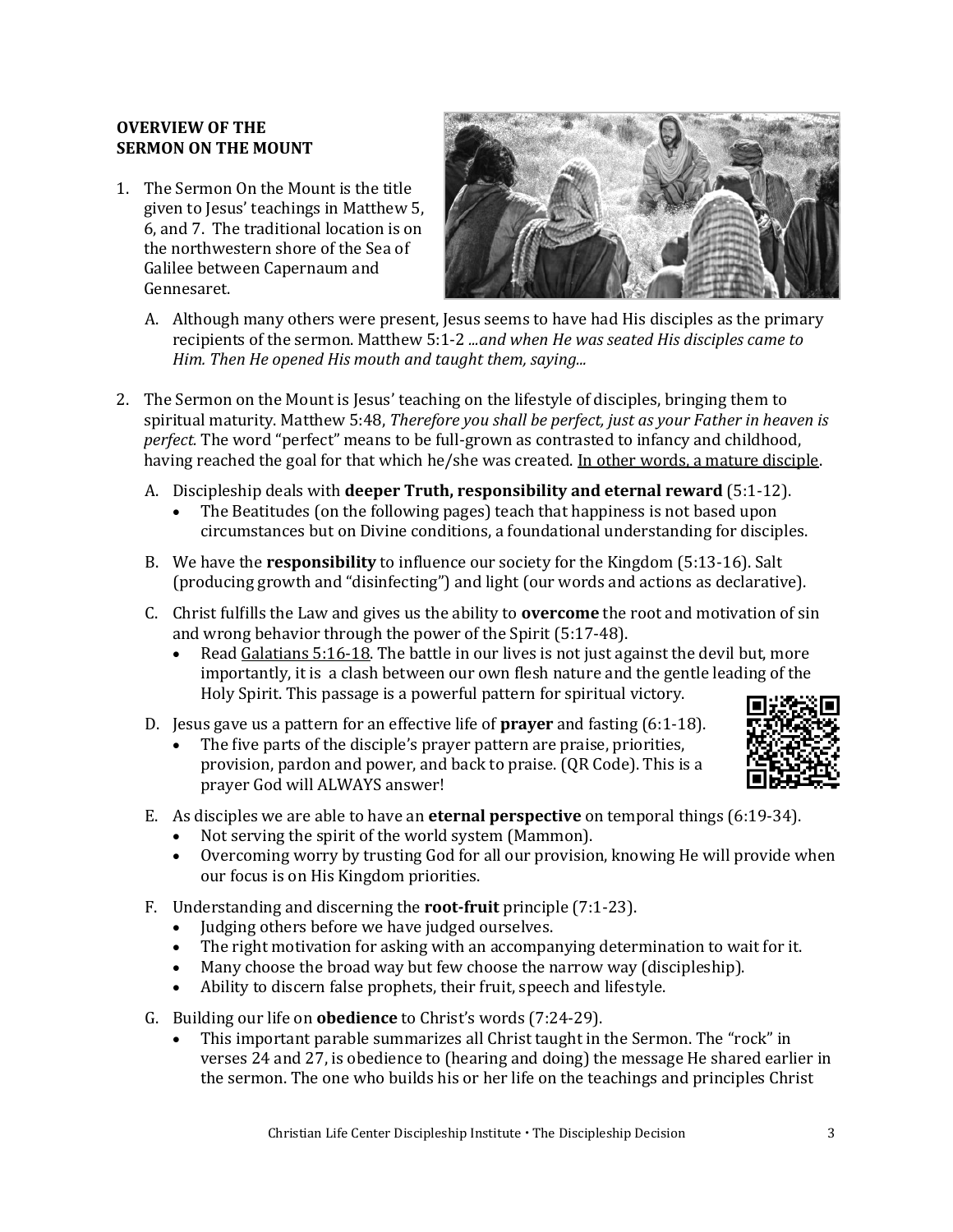## OVERVIEW OF THE SERMON ON THE MOUNT

1. The Sermon On the Mount is the title given to Jesus' teachings in Matthew 5, 6, and 7. The traditional location is on the northwestern shore of the Sea of Galilee between Capernaum and Gennesaret.

   A. Although many others were present, Jesus seems to have had His disciples as the primary recipients of the sermon. Matthew 5:1-2 *...and when He was seated His disciples came to Him. Then He opened His mouth and taught them, saying...*

2. The Sermon on the Mount is Jesus' teaching on the lifestyle of disciples, bringing them to spiritual maturity. Matthew 5:48, *Therefore you shall be perfect, just as your Father in heaven is perfect.* The word "perfect" means to be full-grown as contrasted to infancy and childhood, having reached the goal for that which he/she was created. <u>In other words, a mature disciple</u>.

   A. Discipleship deals with **deeper Truth, responsibility and eternal reward** (5:1-12).
      - The Beatitudes (on the following pages) teach that happiness is not based upon circumstances but on Divine conditions, a foundational understanding for disciples.

   B. We have the **responsibility** to influence our society for the Kingdom (5:13-16). Salt (producing growth and "disinfecting") and light (our words and actions as declarative).

   C. Christ fulfills the Law and gives us the ability to **overcome** the root and motivation of sin and wrong behavior through the power of the Spirit (5:17-48).
      - Read <u>Galatians 5:16-18</u>. The battle in our lives is not just against the devil but, more importantly, it is a clash between our own flesh nature and the gentle leading of the Holy Spirit. This passage is a powerful pattern for spiritual victory.

   D. Jesus gave us a pattern for an effective life of **prayer** and fasting (6:1-18).
      - The five parts of the disciple's prayer pattern are praise, priorities, provision, pardon and power, and back to praise. (QR Code). This is a prayer God will ALWAYS answer!

   E. As disciples we are able to have an **eternal perspective** on temporal things (6:19-34).
      - Not serving the spirit of the world system (Mammon).
      - Overcoming worry by trusting God for all our provision, knowing He will provide when our focus is on His Kingdom priorities.

   F. Understanding and discerning the **root-fruit** principle (7:1-23).
      - Judging others before we have judged ourselves.
      - The right motivation for asking with an accompanying determination to wait for it.
      - Many choose the broad way but few choose the narrow way (discipleship).
      - Ability to discern false prophets, their fruit, speech and lifestyle.

   G. Building our life on **obedience** to Christ's words (7:24-29).
      - This important parable summarizes all Christ taught in the Sermon. The "rock" in verses 24 and 27, is obedience to (hearing and doing) the message He shared earlier in the sermon. The one who builds his or her life on the teachings and principles Christ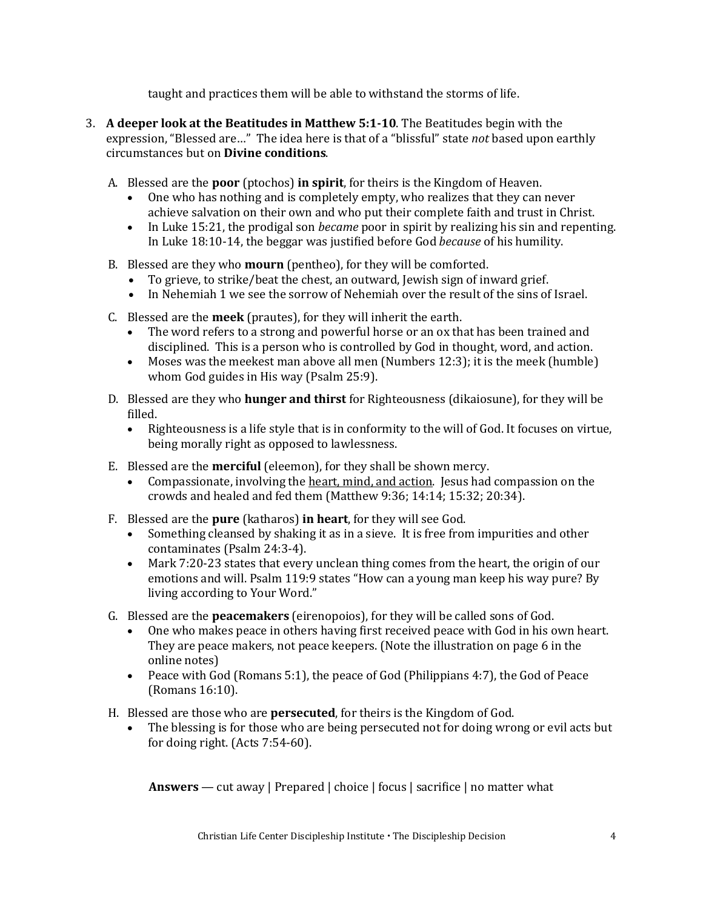taught and practices them will be able to withstand the storms of life.

3. **A deeper look at the Beatitudes in Matthew 5:1-10**. The Beatitudes begin with the expression, "Blessed are…" The idea here is that of a "blissful" state *not* based upon earthly circumstances but on **Divine conditions**.

   A. Blessed are the **poor** (ptochos) **in spirit**, for theirs is the Kingdom of Heaven.
      - One who has nothing and is completely empty, who realizes that they can never achieve salvation on their own and who put their complete faith and trust in Christ.
      - In Luke 15:21, the prodigal son *became* poor in spirit by realizing his sin and repenting. In Luke 18:10-14, the beggar was justified before God *because* of his humility.

   B. Blessed are they who **mourn** (pentheo), for they will be comforted.
      - To grieve, to strike/beat the chest, an outward, Jewish sign of inward grief.
      - In Nehemiah 1 we see the sorrow of Nehemiah over the result of the sins of Israel.

   C. Blessed are the **meek** (prautes), for they will inherit the earth.
      - The word refers to a strong and powerful horse or an ox that has been trained and disciplined. This is a person who is controlled by God in thought, word, and action.
      - Moses was the meekest man above all men (Numbers 12:3); it is the meek (humble) whom God guides in His way (Psalm 25:9).

   D. Blessed are they who **hunger and thirst** for Righteousness (dikaiosune), for they will be filled.
      - Righteousness is a life style that is in conformity to the will of God. It focuses on virtue, being morally right as opposed to lawlessness.

   E. Blessed are the **merciful** (eleemon), for they shall be shown mercy.
      - Compassionate, involving the <u>heart, mind, and action</u>. Jesus had compassion on the crowds and healed and fed them (Matthew 9:36; 14:14; 15:32; 20:34).

   F. Blessed are the **pure** (katharos) **in heart**, for they will see God.
      - Something cleansed by shaking it as in a sieve. It is free from impurities and other contaminates (Psalm 24:3-4).
      - Mark 7:20-23 states that every unclean thing comes from the heart, the origin of our emotions and will. Psalm 119:9 states "How can a young man keep his way pure? By living according to Your Word."

   G. Blessed are the **peacemakers** (eirenopoios), for they will be called sons of God.
      - One who makes peace in others having first received peace with God in his own heart. They are peace makers, not peace keepers. (Note the illustration on page 6 in the online notes)
      - Peace with God (Romans 5:1), the peace of God (Philippians 4:7), the God of Peace (Romans 16:10).

   H. Blessed are those who are **persecuted**, for theirs is the Kingdom of God.
      - The blessing is for those who are being persecuted not for doing wrong or evil acts but for doing right. (Acts 7:54-60).

**Answers** — cut away | Prepared | choice | focus | sacrifice | no matter what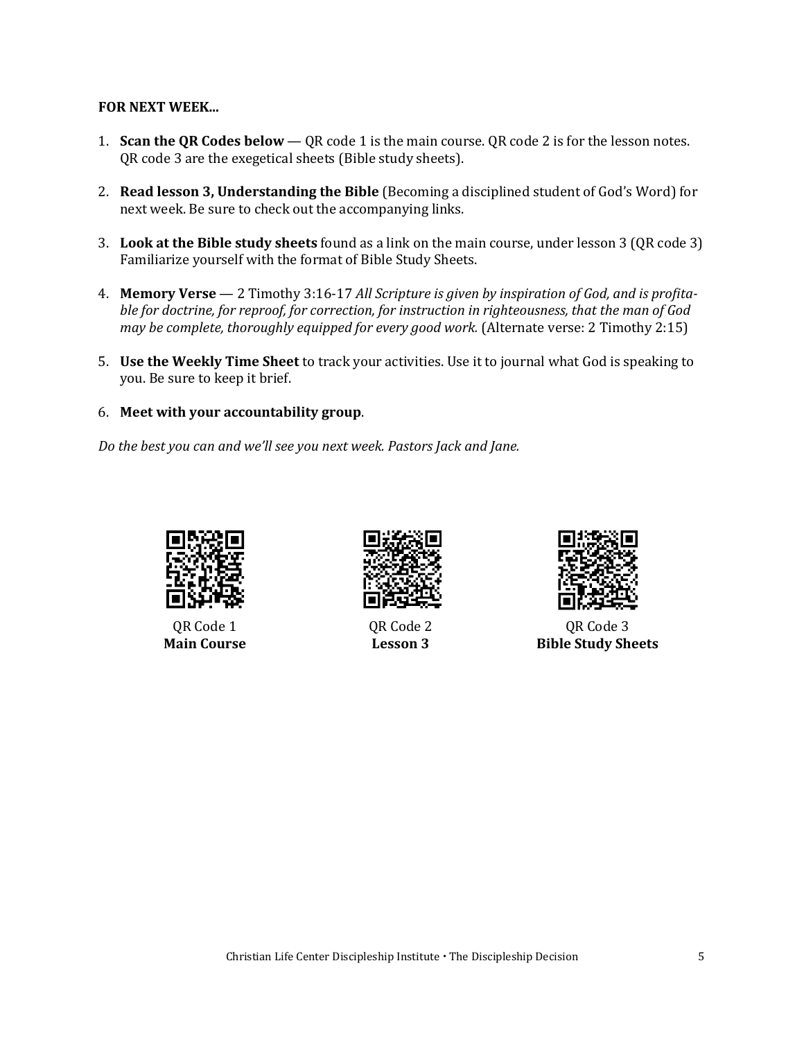**FOR NEXT WEEK...**

1. **Scan the QR Codes below** — QR code 1 is the main course. QR code 2 is for the lesson notes. QR code 3 are the exegetical sheets (Bible study sheets).

2. **Read lesson 3, Understanding the Bible** (Becoming a disciplined student of God's Word) for next week. Be sure to check out the accompanying links.

3. **Look at the Bible study sheets** found as a link on the main course, under lesson 3 (QR code 3) Familiarize yourself with the format of Bible Study Sheets.

4. **Memory Verse** — 2 Timothy 3:16-17 *All Scripture is given by inspiration of God, and is profitable for doctrine, for reproof, for correction, for instruction in righteousness, that the man of God may be complete, thoroughly equipped for every good work.* (Alternate verse: 2 Timothy 2:15)

5. **Use the Weekly Time Sheet** to track your activities. Use it to journal what God is speaking to you. Be sure to keep it brief.

6. **Meet with your accountability group**.

*Do the best you can and we'll see you next week. Pastors Jack and Jane.*

QR Code 1
**Main Course**

QR Code 2
**Lesson 3**

QR Code 3
**Bible Study Sheets**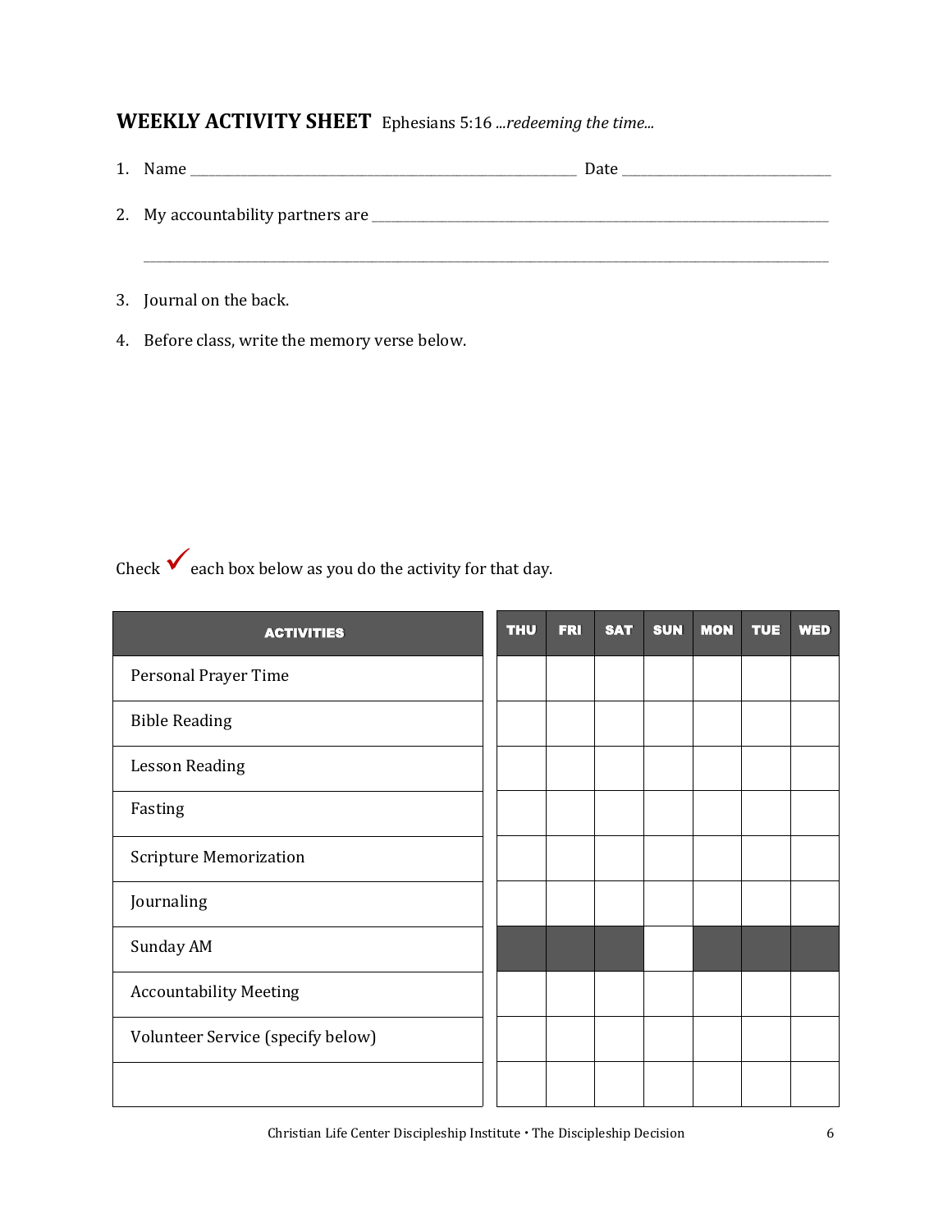# WEEKLY ACTIVITY SHEET Ephesians 5:16 *...redeeming the time...*

1. Name \_\_\_\_\_\_\_\_\_\_\_\_\_\_\_\_\_\_\_\_\_\_\_\_\_\_\_\_\_\_\_\_\_\_\_\_\_\_\_\_ Date \_\_\_\_\_\_\_\_\_\_\_\_\_\_\_\_\_\_\_\_\_\_\_\_

2. My accountability partners are \_\_\_\_\_\_\_\_\_\_\_\_\_\_\_\_\_\_\_\_\_\_\_\_\_\_\_\_\_\_\_\_\_\_\_\_\_\_\_\_\_\_\_\_\_\_\_\_

   \_\_\_\_\_\_\_\_\_\_\_\_\_\_\_\_\_\_\_\_\_\_\_\_\_\_\_\_\_\_\_\_\_\_\_\_\_\_\_\_\_\_\_\_\_\_\_\_\_\_\_\_\_\_\_\_\_\_\_\_\_\_\_\_\_\_\_\_\_\_\_\_\_\_

3. Journal on the back.

4. Before class, write the memory verse below.

Check ✓ each box below as you do the activity for that day.

| ACTIVITIES | THU | FRI | SAT | SUN | MON | TUE | WED |
|---|---|---|---|---|---|---|---|
| Personal Prayer Time | | | | | | | |
| Bible Reading | | | | | | | |
| Lesson Reading | | | | | | | |
| Fasting | | | | | | | |
| Scripture Memorization | | | | | | | |
| Journaling | | | | | | | |
| Sunday AM | | | | | | | |
| Accountability Meeting | | | | | | | |
| Volunteer Service (specify below) | | | | | | | |
| | | | | | | | |

Christian Life Center Discipleship Institute • The Discipleship Decision